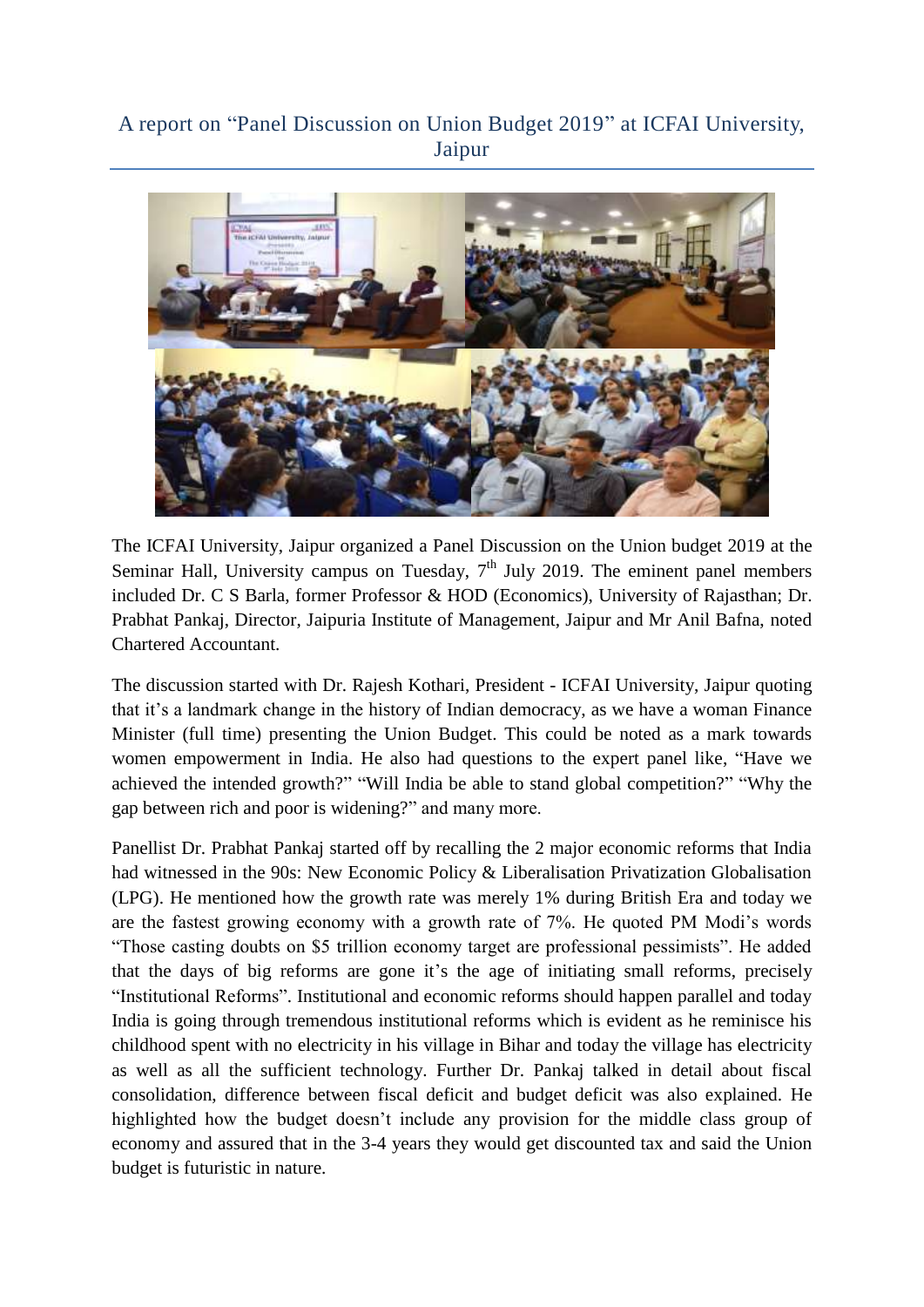# A report on "Panel Discussion on Union Budget 2019" at ICFAI University, Jaipur

The ICFAI University, Jaipur organized a Panel Discussion on the Union budget 2019 at the Seminar Hall, University campus on Tuesday, 7th July 2019. The eminent panel members included Dr. C S Barla, former Professor & HOD (Economics), University of Rajasthan; Dr. Prabhat Pankaj, Director, Jaipuria Institute of Management, Jaipur and Mr Anil Bafna, noted Chartered Accountant.

The discussion started with Dr. Rajesh Kothari, President - ICFAI University, Jaipur quoting that it's a landmark change in the history of Indian democracy, as we have a woman Finance Minister (full time) presenting the Union Budget. This could be noted as a mark towards women empowerment in India. He also had questions to the expert panel like, "Have we achieved the intended growth?" "Will India be able to stand global competition?" "Why the gap between rich and poor is widening?" and many more.

Panellist Dr. Prabhat Pankaj started off by recalling the 2 major economic reforms that India had witnessed in the 90s: New Economic Policy & Liberalisation Privatization Globalisation (LPG). He mentioned how the growth rate was merely 1% during British Era and today we are the fastest growing economy with a growth rate of 7%. He quoted PM Modi's words "Those casting doubts on $5 trillion economy target are professional pessimists". He added that the days of big reforms are gone it's the age of initiating small reforms, precisely "Institutional Reforms". Institutional and economic reforms should happen parallel and today India is going through tremendous institutional reforms which is evident as he reminisce his childhood spent with no electricity in his village in Bihar and today the village has electricity as well as all the sufficient technology. Further Dr. Pankaj talked in detail about fiscal consolidation, difference between fiscal deficit and budget deficit was also explained. He highlighted how the budget doesn't include any provision for the middle class group of economy and assured that in the 3-4 years they would get discounted tax and said the Union budget is futuristic in nature.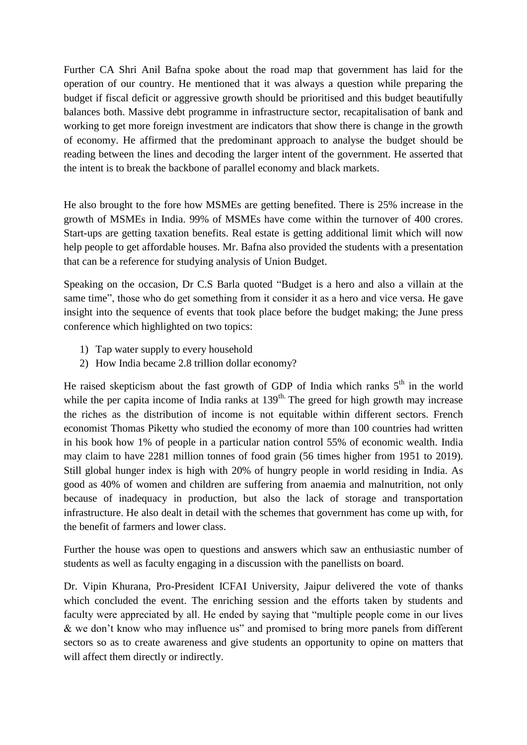Further CA Shri Anil Bafna spoke about the road map that government has laid for the operation of our country. He mentioned that it was always a question while preparing the budget if fiscal deficit or aggressive growth should be prioritised and this budget beautifully balances both. Massive debt programme in infrastructure sector, recapitalisation of bank and working to get more foreign investment are indicators that show there is change in the growth of economy. He affirmed that the predominant approach to analyse the budget should be reading between the lines and decoding the larger intent of the government. He asserted that the intent is to break the backbone of parallel economy and black markets.

He also brought to the fore how MSMEs are getting benefited. There is 25% increase in the growth of MSMEs in India. 99% of MSMEs have come within the turnover of 400 crores. Start-ups are getting taxation benefits. Real estate is getting additional limit which will now help people to get affordable houses. Mr. Bafna also provided the students with a presentation that can be a reference for studying analysis of Union Budget.

Speaking on the occasion, Dr C.S Barla quoted "Budget is a hero and also a villain at the same time", those who do get something from it consider it as a hero and vice versa. He gave insight into the sequence of events that took place before the budget making; the June press conference which highlighted on two topics:

1) Tap water supply to every household
2) How India became 2.8 trillion dollar economy?

He raised skepticism about the fast growth of GDP of India which ranks 5th in the world while the per capita income of India ranks at 139th. The greed for high growth may increase the riches as the distribution of income is not equitable within different sectors. French economist Thomas Piketty who studied the economy of more than 100 countries had written in his book how 1% of people in a particular nation control 55% of economic wealth. India may claim to have 2281 million tonnes of food grain (56 times higher from 1951 to 2019). Still global hunger index is high with 20% of hungry people in world residing in India. As good as 40% of women and children are suffering from anaemia and malnutrition, not only because of inadequacy in production, but also the lack of storage and transportation infrastructure. He also dealt in detail with the schemes that government has come up with, for the benefit of farmers and lower class.

Further the house was open to questions and answers which saw an enthusiastic number of students as well as faculty engaging in a discussion with the panellists on board.

Dr. Vipin Khurana, Pro-President ICFAI University, Jaipur delivered the vote of thanks which concluded the event. The enriching session and the efforts taken by students and faculty were appreciated by all. He ended by saying that "multiple people come in our lives & we don't know who may influence us" and promised to bring more panels from different sectors so as to create awareness and give students an opportunity to opine on matters that will affect them directly or indirectly.